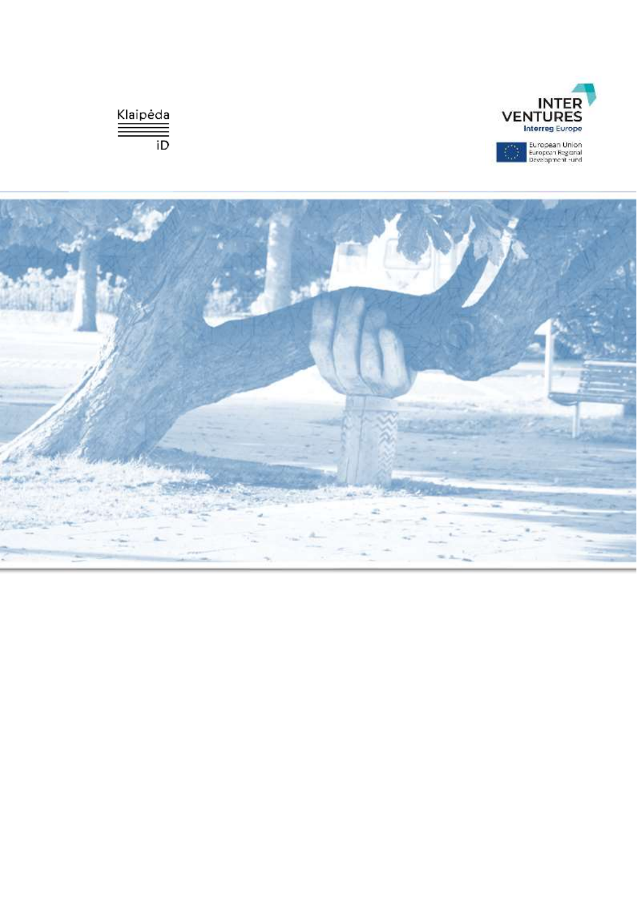Klaipėda

iD

INTER VENTURES

Interreg Europe

European Union
European Regional Development Fund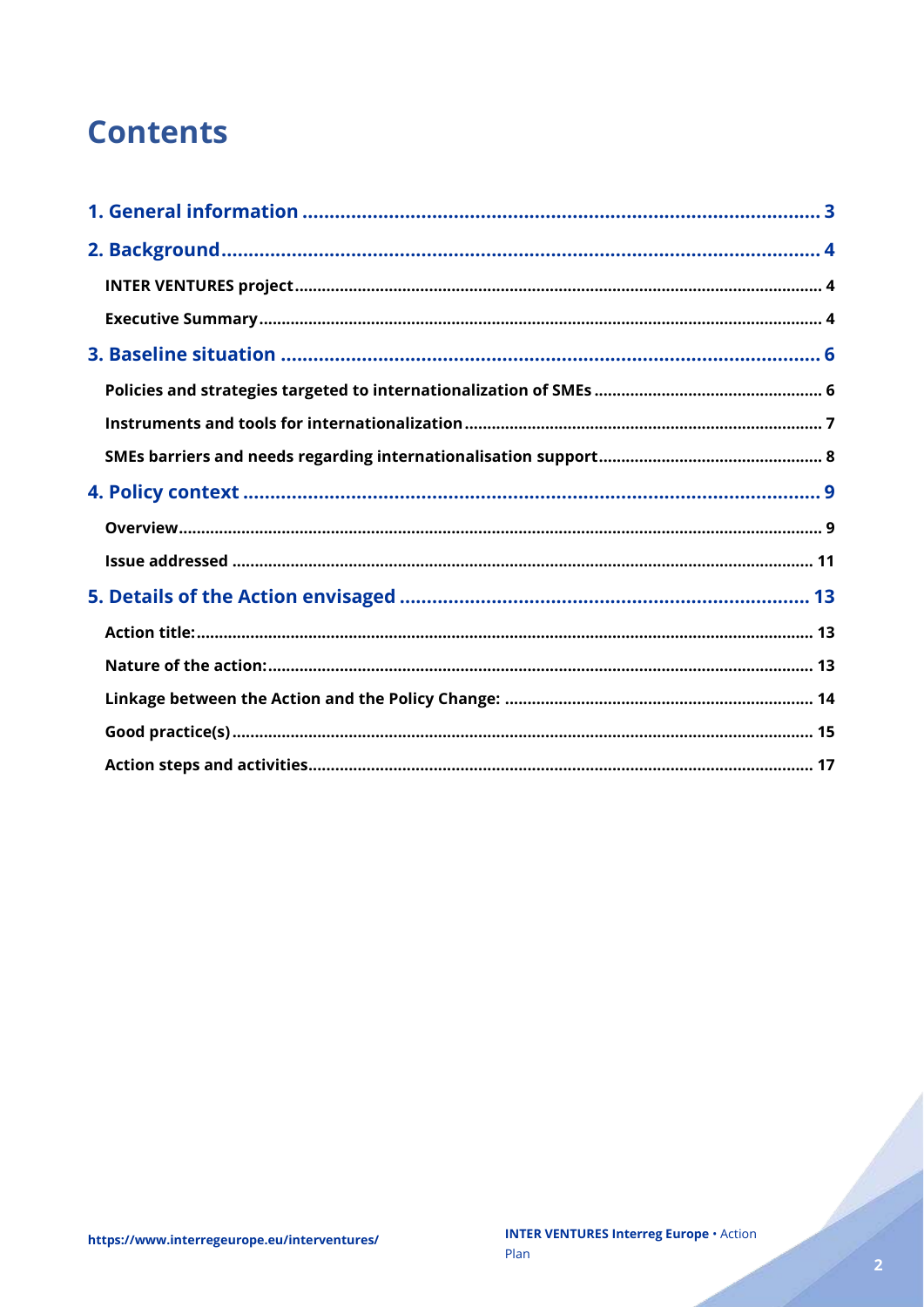# Contents

1. General information ........ 3
2. Background ........ 4
   - INTER VENTURES project ........ 4
   - Executive Summary ........ 4
3. Baseline situation ........ 6
   - Policies and strategies targeted to internationalization of SMEs ........ 6
   - Instruments and tools for internationalization ........ 7
   - SMEs barriers and needs regarding internationalisation support ........ 8
4. Policy context ........ 9
   - Overview ........ 9
   - Issue addressed ........ 11
5. Details of the Action envisaged ........ 13
   - Action title: ........ 13
   - Nature of the action: ........ 13
   - Linkage between the Action and the Policy Change: ........ 14
   - Good practice(s) ........ 15
   - Action steps and activities ........ 17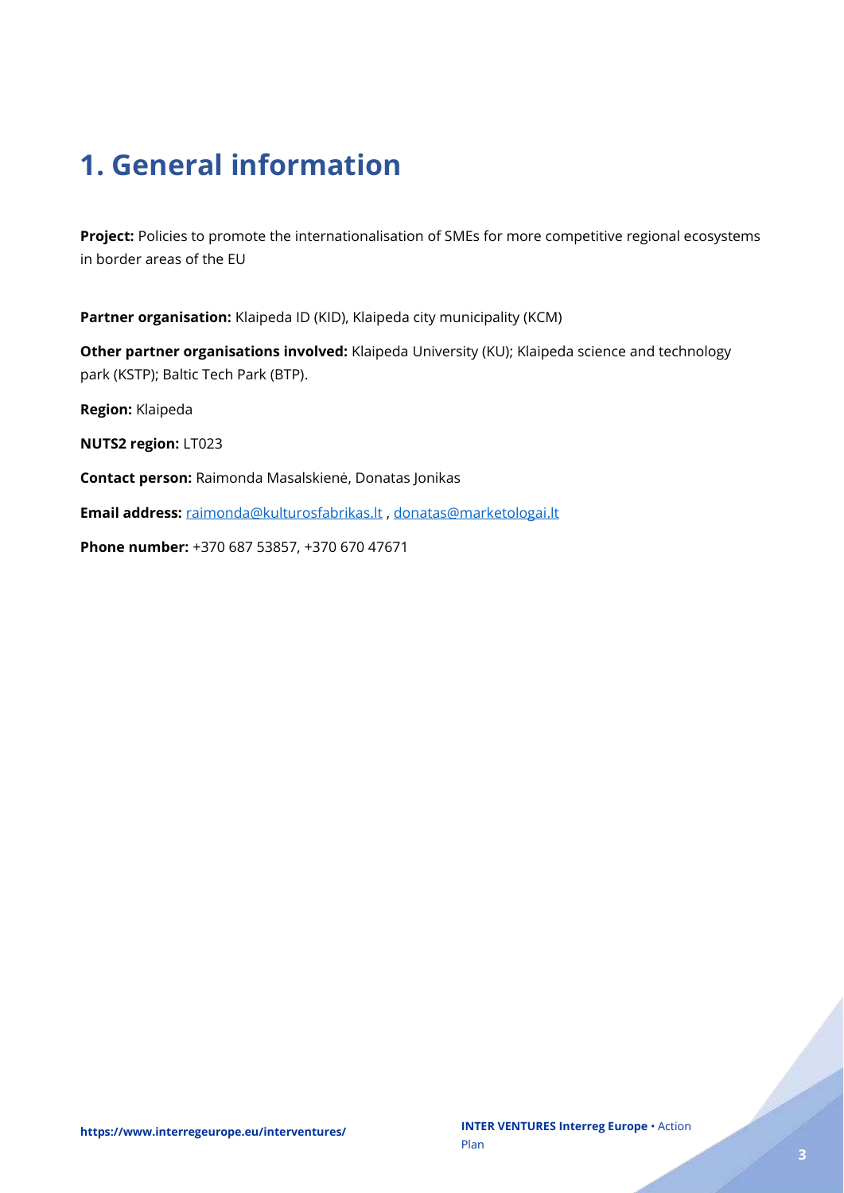# 1. General information

**Project:** Policies to promote the internationalisation of SMEs for more competitive regional ecosystems in border areas of the EU

**Partner organisation:** Klaipeda ID (KID), Klaipeda city municipality (KCM)

**Other partner organisations involved:** Klaipeda University (KU); Klaipeda science and technology park (KSTP); Baltic Tech Park (BTP).

**Region:** Klaipeda

**NUTS2 region:** LT023

**Contact person:** Raimonda Masalskienė, Donatas Jonikas

**Email address:** raimonda@kulturosfabrikas.lt , donatas@marketologai.lt

**Phone number:** +370 687 53857, +370 670 47671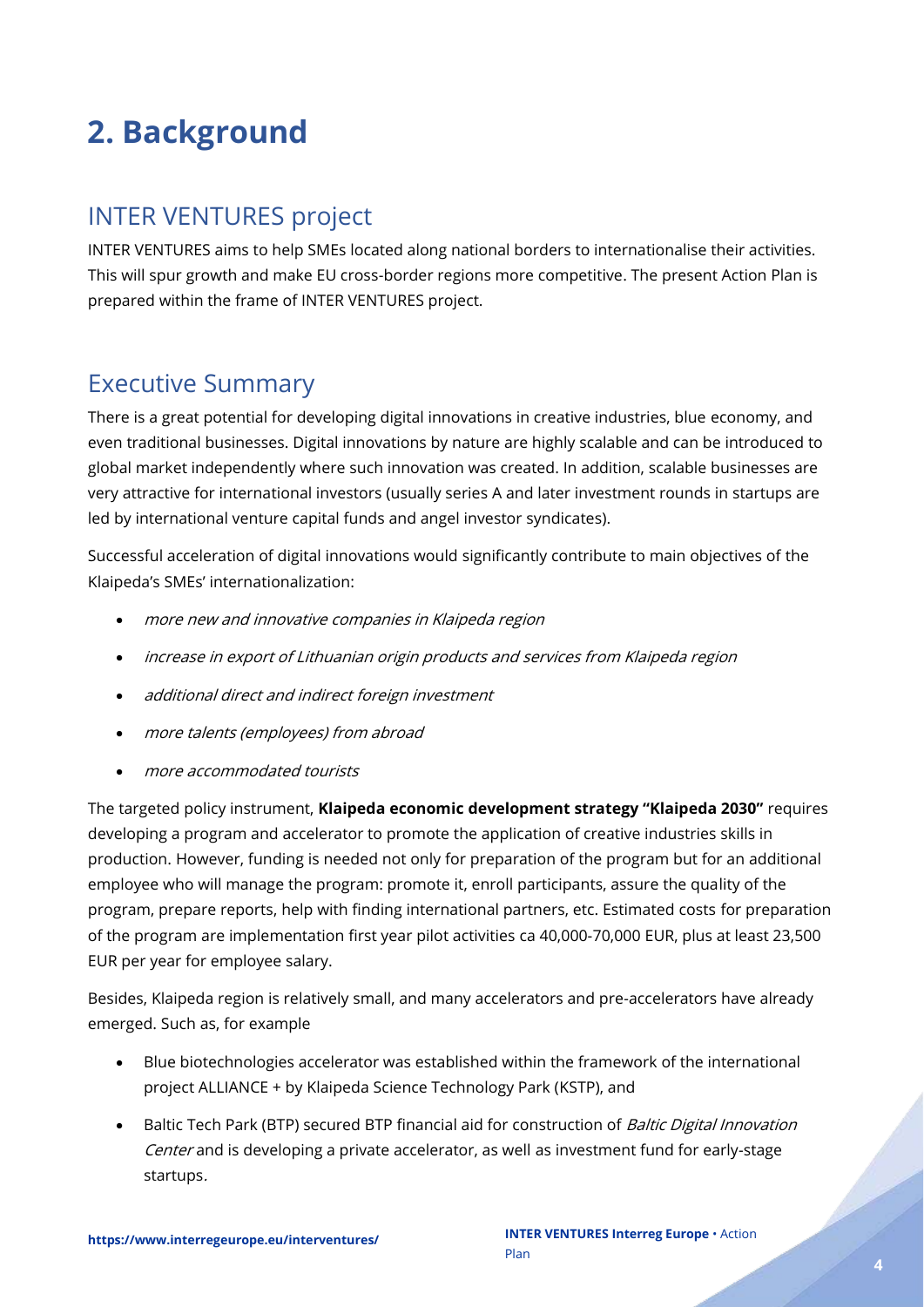# 2. Background

## INTER VENTURES project

INTER VENTURES aims to help SMEs located along national borders to internationalise their activities. This will spur growth and make EU cross-border regions more competitive. The present Action Plan is prepared within the frame of INTER VENTURES project.

## Executive Summary

There is a great potential for developing digital innovations in creative industries, blue economy, and even traditional businesses. Digital innovations by nature are highly scalable and can be introduced to global market independently where such innovation was created. In addition, scalable businesses are very attractive for international investors (usually series A and later investment rounds in startups are led by international venture capital funds and angel investor syndicates).

Successful acceleration of digital innovations would significantly contribute to main objectives of the Klaipeda's SMEs' internationalization:

- *more new and innovative companies in Klaipeda region*
- *increase in export of Lithuanian origin products and services from Klaipeda region*
- *additional direct and indirect foreign investment*
- *more talents (employees) from abroad*
- *more accommodated tourists*

The targeted policy instrument, **Klaipeda economic development strategy "Klaipeda 2030"** requires developing a program and accelerator to promote the application of creative industries skills in production. However, funding is needed not only for preparation of the program but for an additional employee who will manage the program: promote it, enroll participants, assure the quality of the program, prepare reports, help with finding international partners, etc. Estimated costs for preparation of the program are implementation first year pilot activities ca 40,000-70,000 EUR, plus at least 23,500 EUR per year for employee salary.

Besides, Klaipeda region is relatively small, and many accelerators and pre-accelerators have already emerged. Such as, for example

- Blue biotechnologies accelerator was established within the framework of the international project ALLIANCE + by Klaipeda Science Technology Park (KSTP), and
- Baltic Tech Park (BTP) secured BTP financial aid for construction of *Baltic Digital Innovation Center* and is developing a private accelerator, as well as investment fund for early-stage startups.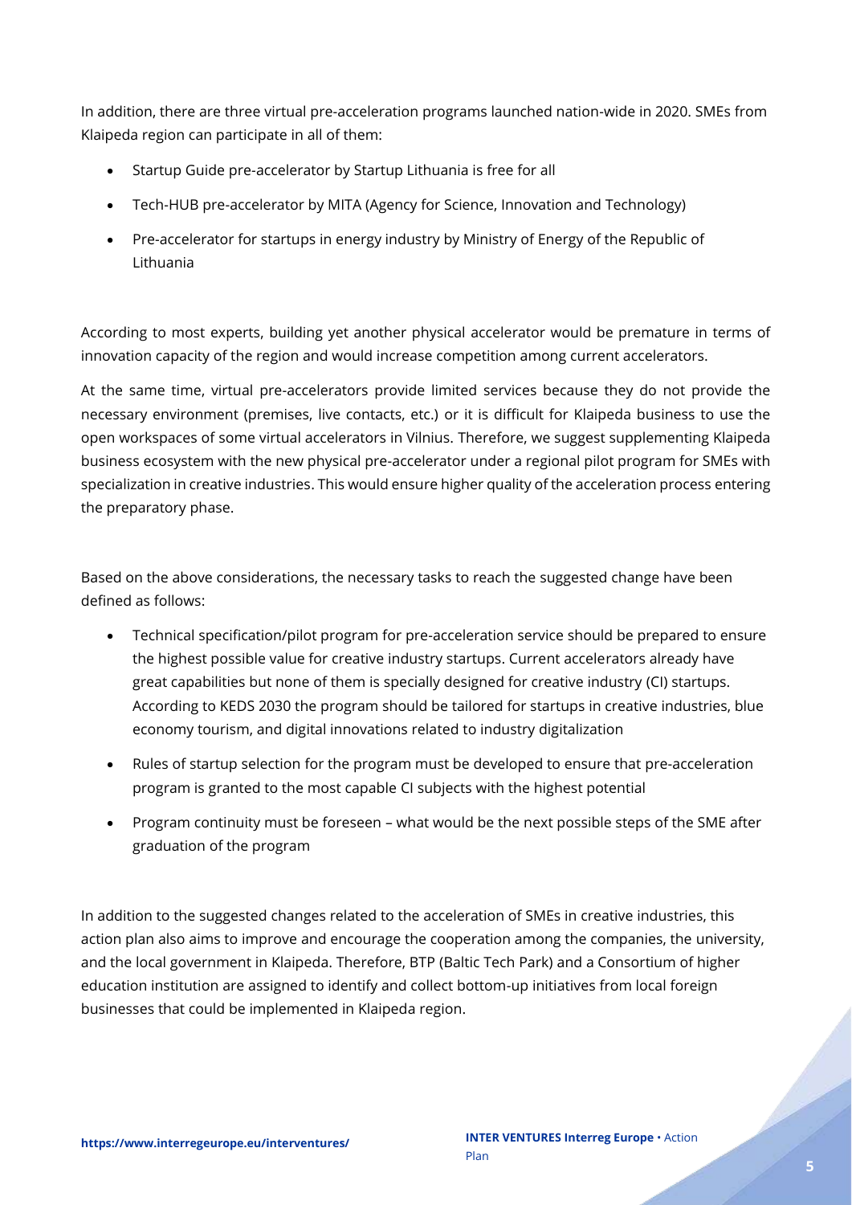In addition, there are three virtual pre-acceleration programs launched nation-wide in 2020. SMEs from Klaipeda region can participate in all of them:

- Startup Guide pre-accelerator by Startup Lithuania is free for all
- Tech-HUB pre-accelerator by MITA (Agency for Science, Innovation and Technology)
- Pre-accelerator for startups in energy industry by Ministry of Energy of the Republic of Lithuania

According to most experts, building yet another physical accelerator would be premature in terms of innovation capacity of the region and would increase competition among current accelerators.

At the same time, virtual pre-accelerators provide limited services because they do not provide the necessary environment (premises, live contacts, etc.) or it is difficult for Klaipeda business to use the open workspaces of some virtual accelerators in Vilnius. Therefore, we suggest supplementing Klaipeda business ecosystem with the new physical pre-accelerator under a regional pilot program for SMEs with specialization in creative industries. This would ensure higher quality of the acceleration process entering the preparatory phase.

Based on the above considerations, the necessary tasks to reach the suggested change have been defined as follows:

- Technical specification/pilot program for pre-acceleration service should be prepared to ensure the highest possible value for creative industry startups. Current accelerators already have great capabilities but none of them is specially designed for creative industry (CI) startups. According to KEDS 2030 the program should be tailored for startups in creative industries, blue economy tourism, and digital innovations related to industry digitalization
- Rules of startup selection for the program must be developed to ensure that pre-acceleration program is granted to the most capable CI subjects with the highest potential
- Program continuity must be foreseen – what would be the next possible steps of the SME after graduation of the program

In addition to the suggested changes related to the acceleration of SMEs in creative industries, this action plan also aims to improve and encourage the cooperation among the companies, the university, and the local government in Klaipeda. Therefore, BTP (Baltic Tech Park) and a Consortium of higher education institution are assigned to identify and collect bottom-up initiatives from local foreign businesses that could be implemented in Klaipeda region.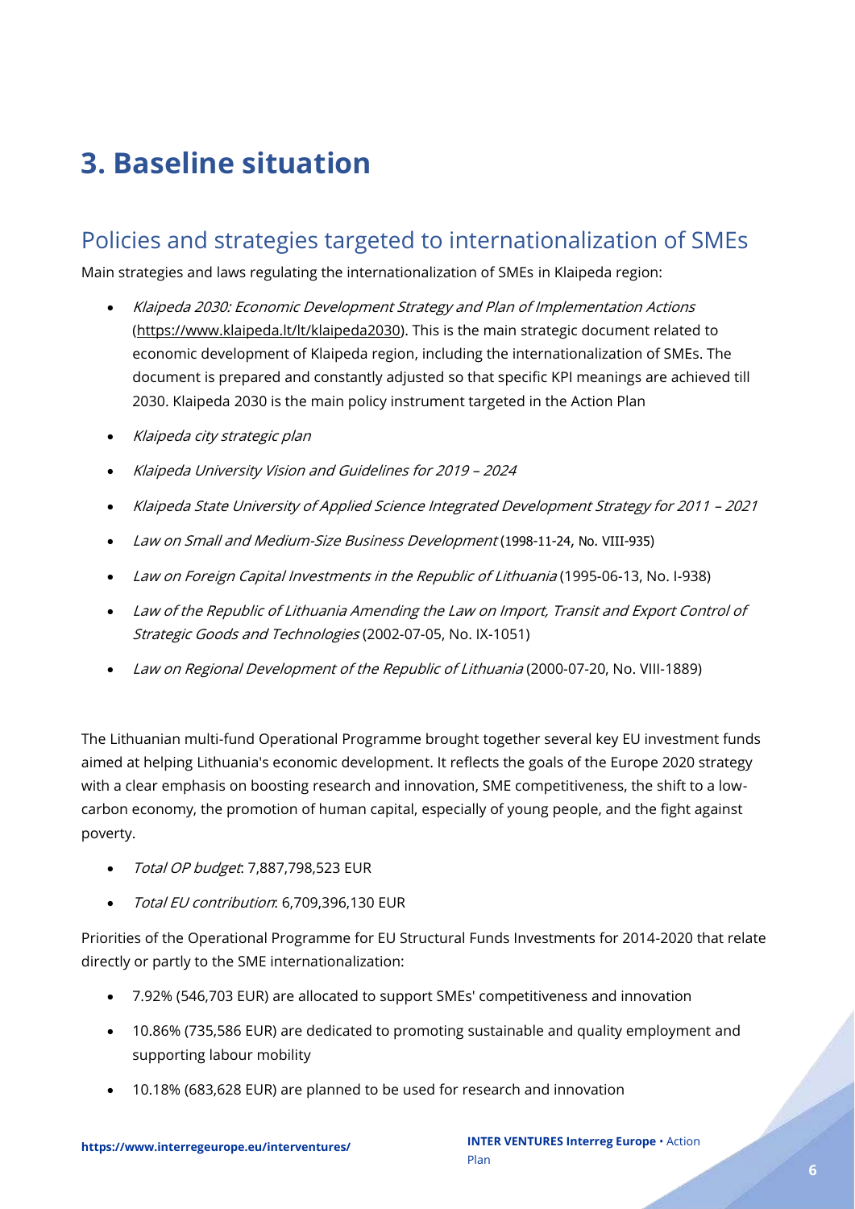# 3. Baseline situation

## Policies and strategies targeted to internationalization of SMEs

Main strategies and laws regulating the internationalization of SMEs in Klaipeda region:

- *Klaipeda 2030: Economic Development Strategy and Plan of Implementation Actions* (https://www.klaipeda.lt/lt/klaipeda2030). This is the main strategic document related to economic development of Klaipeda region, including the internationalization of SMEs. The document is prepared and constantly adjusted so that specific KPI meanings are achieved till 2030. Klaipeda 2030 is the main policy instrument targeted in the Action Plan
- *Klaipeda city strategic plan*
- *Klaipeda University Vision and Guidelines for 2019 – 2024*
- *Klaipeda State University of Applied Science Integrated Development Strategy for 2011 – 2021*
- *Law on Small and Medium-Size Business Development* (1998-11-24, No. VIII-935)
- *Law on Foreign Capital Investments in the Republic of Lithuania* (1995-06-13, No. I-938)
- *Law of the Republic of Lithuania Amending the Law on Import, Transit and Export Control of Strategic Goods and Technologies* (2002-07-05, No. IX-1051)
- *Law on Regional Development of the Republic of Lithuania* (2000-07-20, No. VIII-1889)

The Lithuanian multi-fund Operational Programme brought together several key EU investment funds aimed at helping Lithuania's economic development. It reflects the goals of the Europe 2020 strategy with a clear emphasis on boosting research and innovation, SME competitiveness, the shift to a low-carbon economy, the promotion of human capital, especially of young people, and the fight against poverty.

- *Total OP budget*: 7,887,798,523 EUR
- *Total EU contribution*: 6,709,396,130 EUR

Priorities of the Operational Programme for EU Structural Funds Investments for 2014-2020 that relate directly or partly to the SME internationalization:

- 7.92% (546,703 EUR) are allocated to support SMEs' competitiveness and innovation
- 10.86% (735,586 EUR) are dedicated to promoting sustainable and quality employment and supporting labour mobility
- 10.18% (683,628 EUR) are planned to be used for research and innovation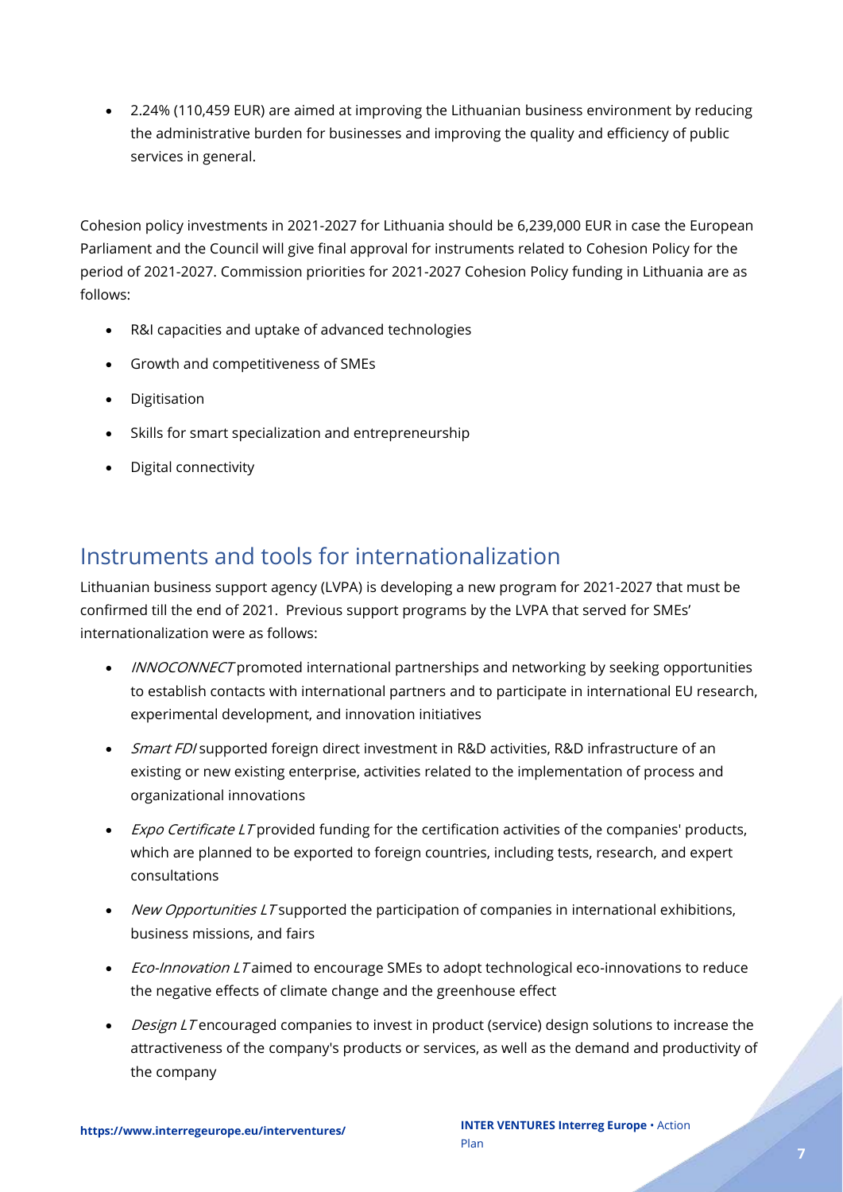- 2.24% (110,459 EUR) are aimed at improving the Lithuanian business environment by reducing the administrative burden for businesses and improving the quality and efficiency of public services in general.

Cohesion policy investments in 2021-2027 for Lithuania should be 6,239,000 EUR in case the European Parliament and the Council will give final approval for instruments related to Cohesion Policy for the period of 2021-2027. Commission priorities for 2021-2027 Cohesion Policy funding in Lithuania are as follows:

- R&I capacities and uptake of advanced technologies
- Growth and competitiveness of SMEs
- Digitisation
- Skills for smart specialization and entrepreneurship
- Digital connectivity

## Instruments and tools for internationalization

Lithuanian business support agency (LVPA) is developing a new program for 2021-2027 that must be confirmed till the end of 2021. Previous support programs by the LVPA that served for SMEs' internationalization were as follows:

- *INNOCONNECT* promoted international partnerships and networking by seeking opportunities to establish contacts with international partners and to participate in international EU research, experimental development, and innovation initiatives
- *Smart FDI* supported foreign direct investment in R&D activities, R&D infrastructure of an existing or new existing enterprise, activities related to the implementation of process and organizational innovations
- *Expo Certificate LT* provided funding for the certification activities of the companies' products, which are planned to be exported to foreign countries, including tests, research, and expert consultations
- *New Opportunities LT* supported the participation of companies in international exhibitions, business missions, and fairs
- *Eco-Innovation LT* aimed to encourage SMEs to adopt technological eco-innovations to reduce the negative effects of climate change and the greenhouse effect
- *Design LT* encouraged companies to invest in product (service) design solutions to increase the attractiveness of the company's products or services, as well as the demand and productivity of the company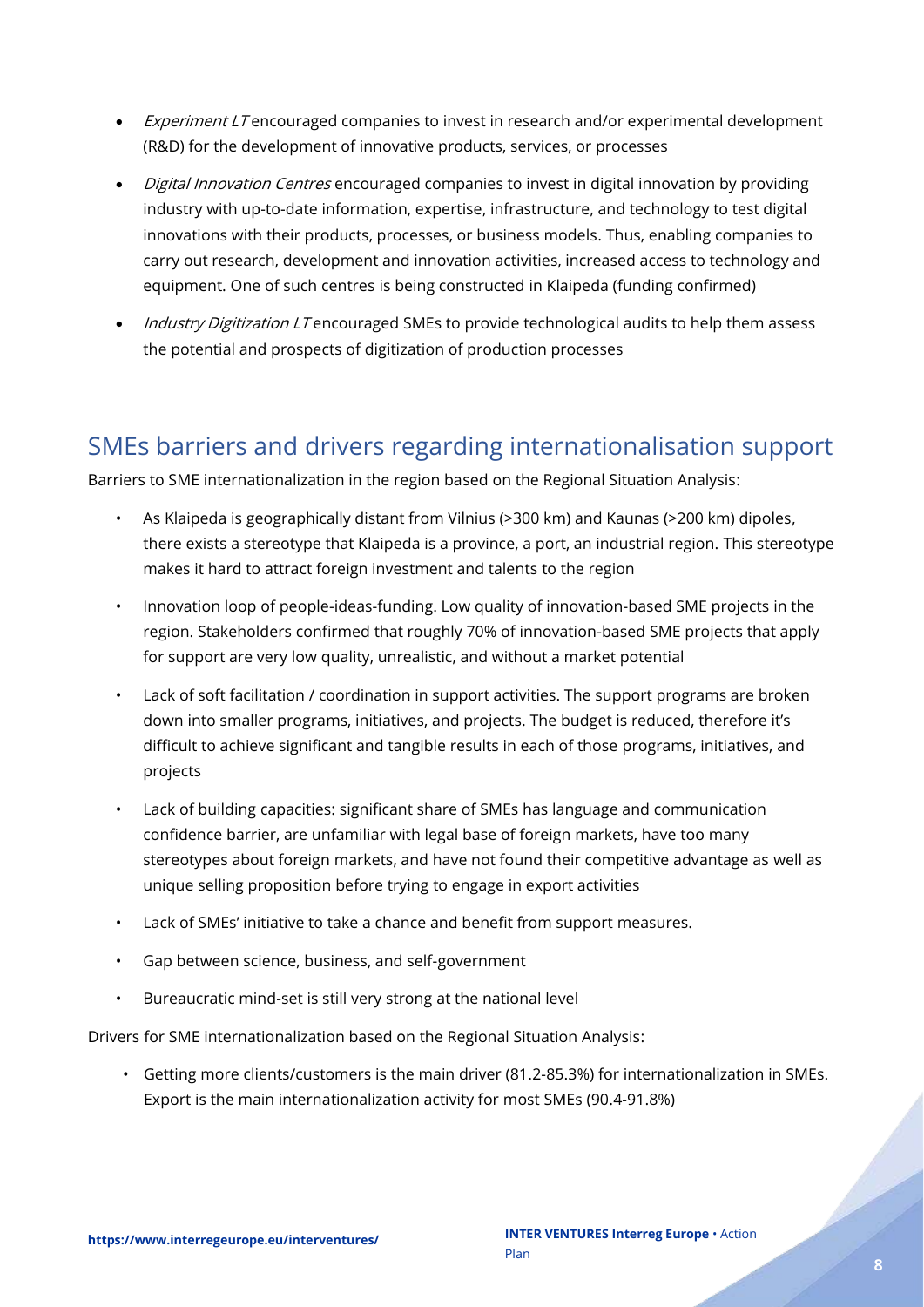- *Experiment LT* encouraged companies to invest in research and/or experimental development (R&D) for the development of innovative products, services, or processes
- *Digital Innovation Centres* encouraged companies to invest in digital innovation by providing industry with up-to-date information, expertise, infrastructure, and technology to test digital innovations with their products, processes, or business models. Thus, enabling companies to carry out research, development and innovation activities, increased access to technology and equipment. One of such centres is being constructed in Klaipeda (funding confirmed)
- *Industry Digitization LT* encouraged SMEs to provide technological audits to help them assess the potential and prospects of digitization of production processes

## SMEs barriers and drivers regarding internationalisation support

Barriers to SME internationalization in the region based on the Regional Situation Analysis:

- As Klaipeda is geographically distant from Vilnius (>300 km) and Kaunas (>200 km) dipoles, there exists a stereotype that Klaipeda is a province, a port, an industrial region. This stereotype makes it hard to attract foreign investment and talents to the region
- Innovation loop of people-ideas-funding. Low quality of innovation-based SME projects in the region. Stakeholders confirmed that roughly 70% of innovation-based SME projects that apply for support are very low quality, unrealistic, and without a market potential
- Lack of soft facilitation / coordination in support activities. The support programs are broken down into smaller programs, initiatives, and projects. The budget is reduced, therefore it's difficult to achieve significant and tangible results in each of those programs, initiatives, and projects
- Lack of building capacities: significant share of SMEs has language and communication confidence barrier, are unfamiliar with legal base of foreign markets, have too many stereotypes about foreign markets, and have not found their competitive advantage as well as unique selling proposition before trying to engage in export activities
- Lack of SMEs' initiative to take a chance and benefit from support measures.
- Gap between science, business, and self-government
- Bureaucratic mind-set is still very strong at the national level

Drivers for SME internationalization based on the Regional Situation Analysis:

- Getting more clients/customers is the main driver (81.2-85.3%) for internationalization in SMEs. Export is the main internationalization activity for most SMEs (90.4-91.8%)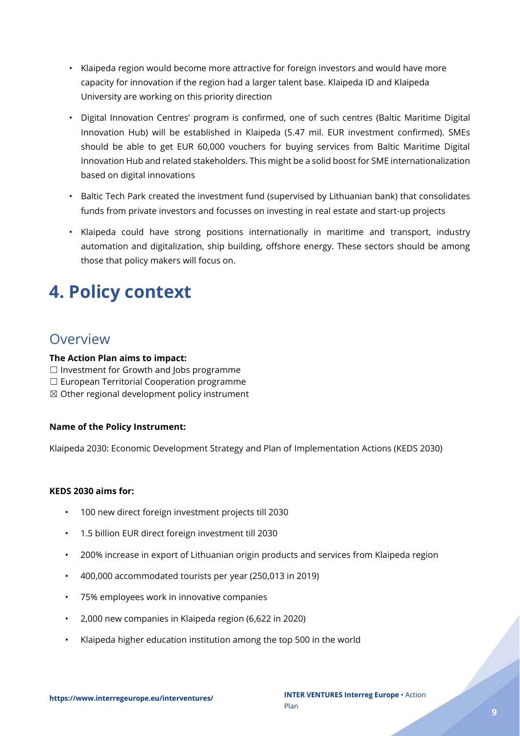- Klaipeda region would become more attractive for foreign investors and would have more capacity for innovation if the region had a larger talent base. Klaipeda ID and Klaipeda University are working on this priority direction
- Digital Innovation Centres' program is confirmed, one of such centres (Baltic Maritime Digital Innovation Hub) will be established in Klaipeda (5.47 mil. EUR investment confirmed). SMEs should be able to get EUR 60,000 vouchers for buying services from Baltic Maritime Digital Innovation Hub and related stakeholders. This might be a solid boost for SME internationalization based on digital innovations
- Baltic Tech Park created the investment fund (supervised by Lithuanian bank) that consolidates funds from private investors and focusses on investing in real estate and start-up projects
- Klaipeda could have strong positions internationally in maritime and transport, industry automation and digitalization, ship building, offshore energy. These sectors should be among those that policy makers will focus on.

# 4. Policy context

## Overview

**The Action Plan aims to impact:**

☐ Investment for Growth and Jobs programme
☐ European Territorial Cooperation programme
☒ Other regional development policy instrument

**Name of the Policy Instrument:**

Klaipeda 2030: Economic Development Strategy and Plan of Implementation Actions (KEDS 2030)

**KEDS 2030 aims for:**

- 100 new direct foreign investment projects till 2030
- 1.5 billion EUR direct foreign investment till 2030
- 200% increase in export of Lithuanian origin products and services from Klaipeda region
- 400,000 accommodated tourists per year (250,013 in 2019)
- 75% employees work in innovative companies
- 2,000 new companies in Klaipeda region (6,622 in 2020)
- Klaipeda higher education institution among the top 500 in the world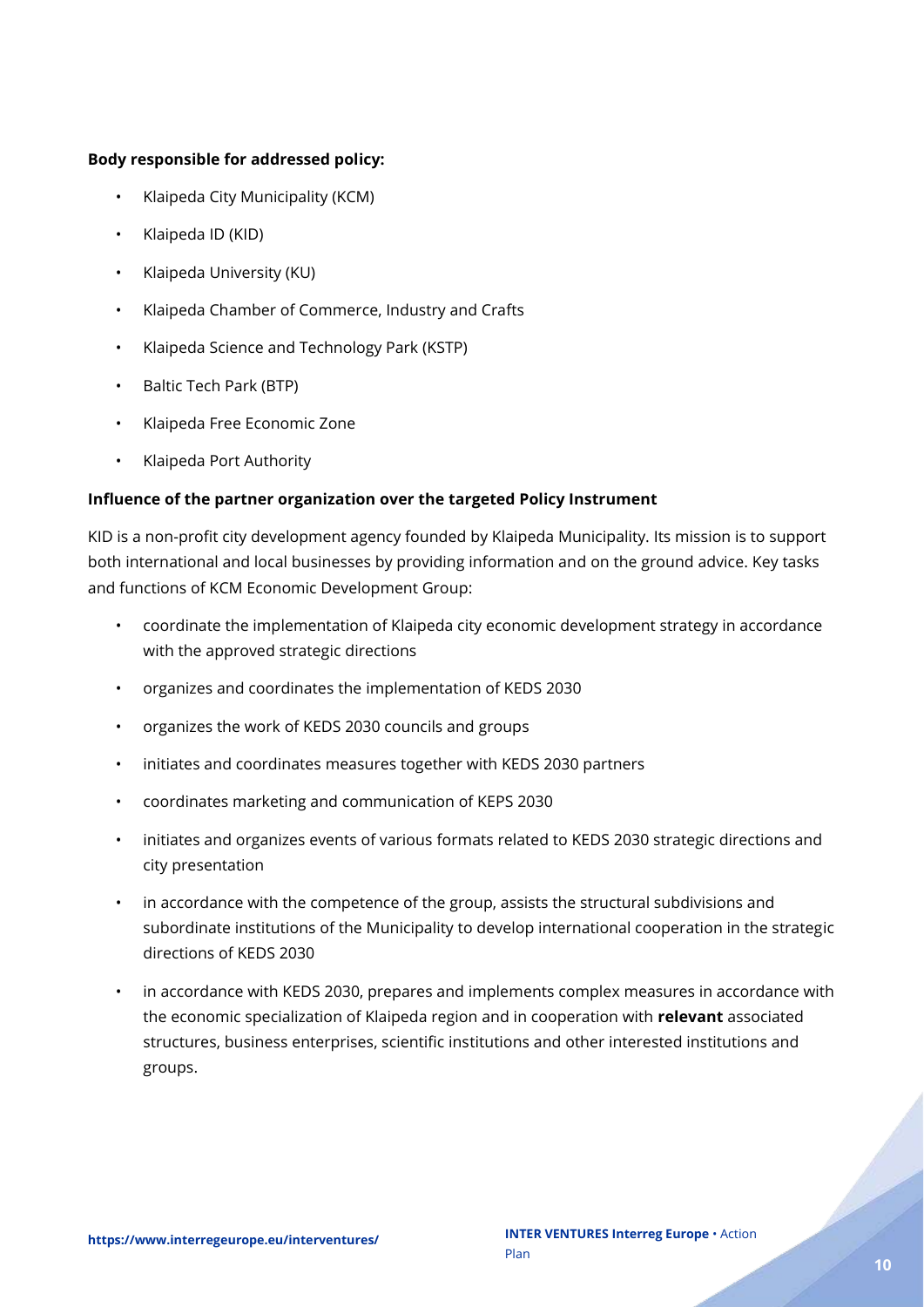**Body responsible for addressed policy:**

- Klaipeda City Municipality (KCM)
- Klaipeda ID (KID)
- Klaipeda University (KU)
- Klaipeda Chamber of Commerce, Industry and Crafts
- Klaipeda Science and Technology Park (KSTP)
- Baltic Tech Park (BTP)
- Klaipeda Free Economic Zone
- Klaipeda Port Authority

**Influence of the partner organization over the targeted Policy Instrument**

KID is a non-profit city development agency founded by Klaipeda Municipality. Its mission is to support both international and local businesses by providing information and on the ground advice. Key tasks and functions of KCM Economic Development Group:

- coordinate the implementation of Klaipeda city economic development strategy in accordance with the approved strategic directions
- organizes and coordinates the implementation of KEDS 2030
- organizes the work of KEDS 2030 councils and groups
- initiates and coordinates measures together with KEDS 2030 partners
- coordinates marketing and communication of KEPS 2030
- initiates and organizes events of various formats related to KEDS 2030 strategic directions and city presentation
- in accordance with the competence of the group, assists the structural subdivisions and subordinate institutions of the Municipality to develop international cooperation in the strategic directions of KEDS 2030
- in accordance with KEDS 2030, prepares and implements complex measures in accordance with the economic specialization of Klaipeda region and in cooperation with **relevant** associated structures, business enterprises, scientific institutions and other interested institutions and groups.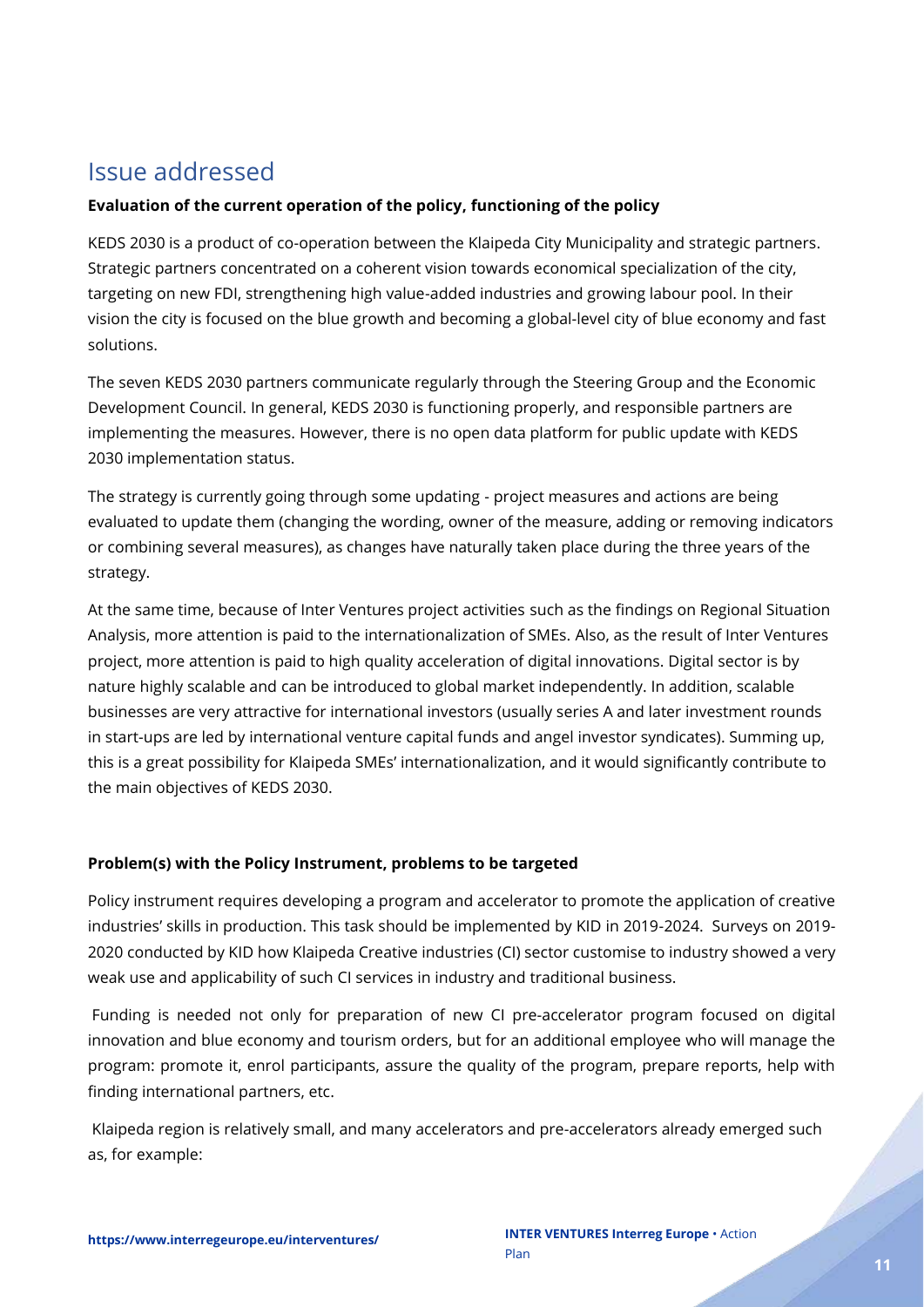## Issue addressed

**Evaluation of the current operation of the policy, functioning of the policy**

KEDS 2030 is a product of co-operation between the Klaipeda City Municipality and strategic partners. Strategic partners concentrated on a coherent vision towards economical specialization of the city, targeting on new FDI, strengthening high value-added industries and growing labour pool. In their vision the city is focused on the blue growth and becoming a global-level city of blue economy and fast solutions.

The seven KEDS 2030 partners communicate regularly through the Steering Group and the Economic Development Council. In general, KEDS 2030 is functioning properly, and responsible partners are implementing the measures. However, there is no open data platform for public update with KEDS 2030 implementation status.

The strategy is currently going through some updating - project measures and actions are being evaluated to update them (changing the wording, owner of the measure, adding or removing indicators or combining several measures), as changes have naturally taken place during the three years of the strategy.

At the same time, because of Inter Ventures project activities such as the findings on Regional Situation Analysis, more attention is paid to the internationalization of SMEs. Also, as the result of Inter Ventures project, more attention is paid to high quality acceleration of digital innovations. Digital sector is by nature highly scalable and can be introduced to global market independently. In addition, scalable businesses are very attractive for international investors (usually series A and later investment rounds in start-ups are led by international venture capital funds and angel investor syndicates). Summing up, this is a great possibility for Klaipeda SMEs' internationalization, and it would significantly contribute to the main objectives of KEDS 2030.

**Problem(s) with the Policy Instrument, problems to be targeted**

Policy instrument requires developing a program and accelerator to promote the application of creative industries' skills in production. This task should be implemented by KID in 2019-2024. Surveys on 2019-2020 conducted by KID how Klaipeda Creative industries (CI) sector customise to industry showed a very weak use and applicability of such CI services in industry and traditional business.

Funding is needed not only for preparation of new CI pre-accelerator program focused on digital innovation and blue economy and tourism orders, but for an additional employee who will manage the program: promote it, enrol participants, assure the quality of the program, prepare reports, help with finding international partners, etc.

Klaipeda region is relatively small, and many accelerators and pre-accelerators already emerged such as, for example: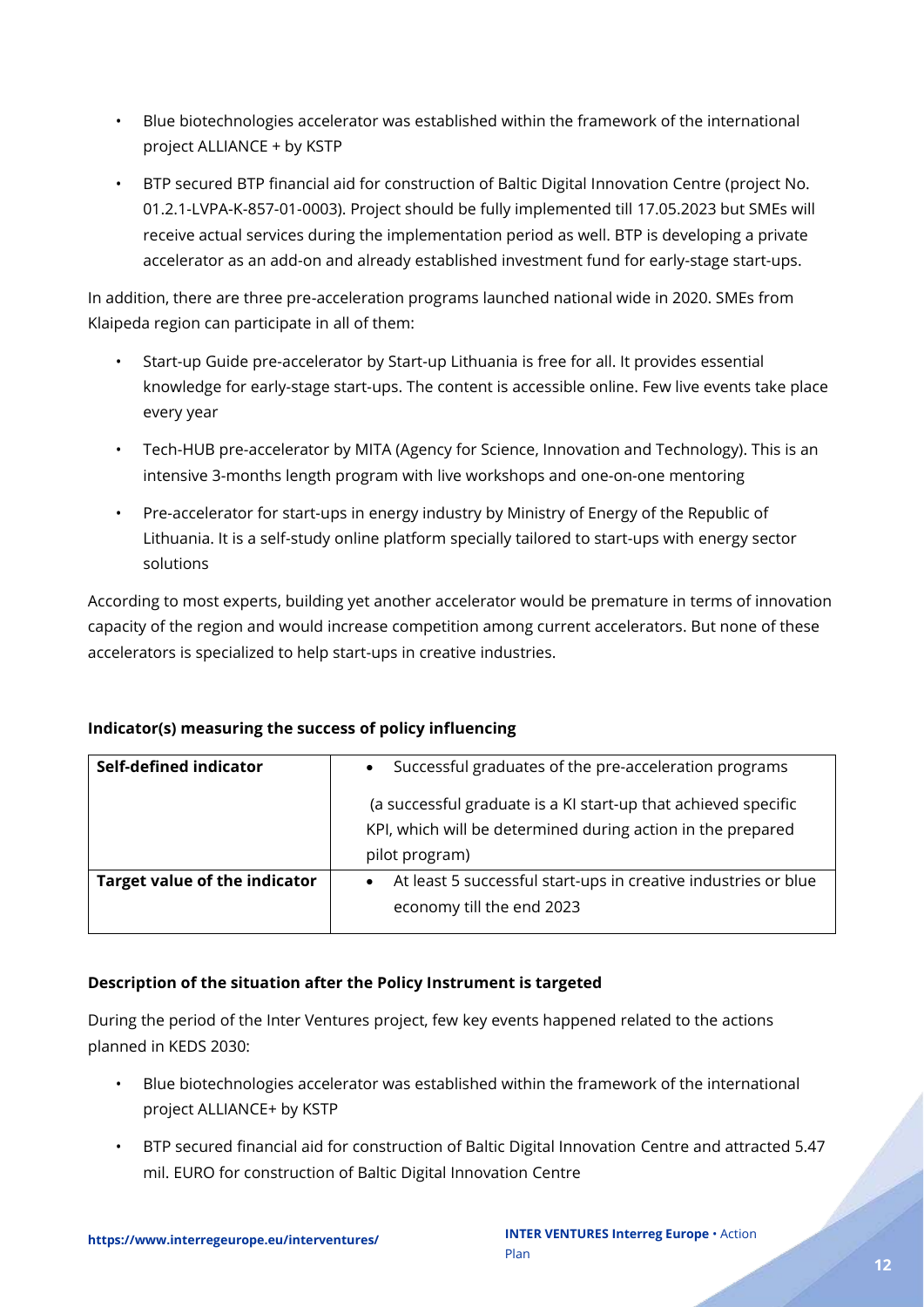- Blue biotechnologies accelerator was established within the framework of the international project ALLIANCE + by KSTP
- BTP secured BTP financial aid for construction of Baltic Digital Innovation Centre (project No. 01.2.1-LVPA-K-857-01-0003). Project should be fully implemented till 17.05.2023 but SMEs will receive actual services during the implementation period as well. BTP is developing a private accelerator as an add-on and already established investment fund for early-stage start-ups.

In addition, there are three pre-acceleration programs launched national wide in 2020. SMEs from Klaipeda region can participate in all of them:

- Start-up Guide pre-accelerator by Start-up Lithuania is free for all. It provides essential knowledge for early-stage start-ups. The content is accessible online. Few live events take place every year
- Tech-HUB pre-accelerator by MITA (Agency for Science, Innovation and Technology). This is an intensive 3-months length program with live workshops and one-on-one mentoring
- Pre-accelerator for start-ups in energy industry by Ministry of Energy of the Republic of Lithuania. It is a self-study online platform specially tailored to start-ups with energy sector solutions

According to most experts, building yet another accelerator would be premature in terms of innovation capacity of the region and would increase competition among current accelerators. But none of these accelerators is specialized to help start-ups in creative industries.

**Indicator(s) measuring the success of policy influencing**

| **Self-defined indicator** | • Successful graduates of the pre-acceleration programs<br><br>(a successful graduate is a KI start-up that achieved specific KPI, which will be determined during action in the prepared pilot program) |
|---|---|
| **Target value of the indicator** | • At least 5 successful start-ups in creative industries or blue economy till the end 2023 |

**Description of the situation after the Policy Instrument is targeted**

During the period of the Inter Ventures project, few key events happened related to the actions planned in KEDS 2030:

- Blue biotechnologies accelerator was established within the framework of the international project ALLIANCE+ by KSTP
- BTP secured financial aid for construction of Baltic Digital Innovation Centre and attracted 5.47 mil. EURO for construction of Baltic Digital Innovation Centre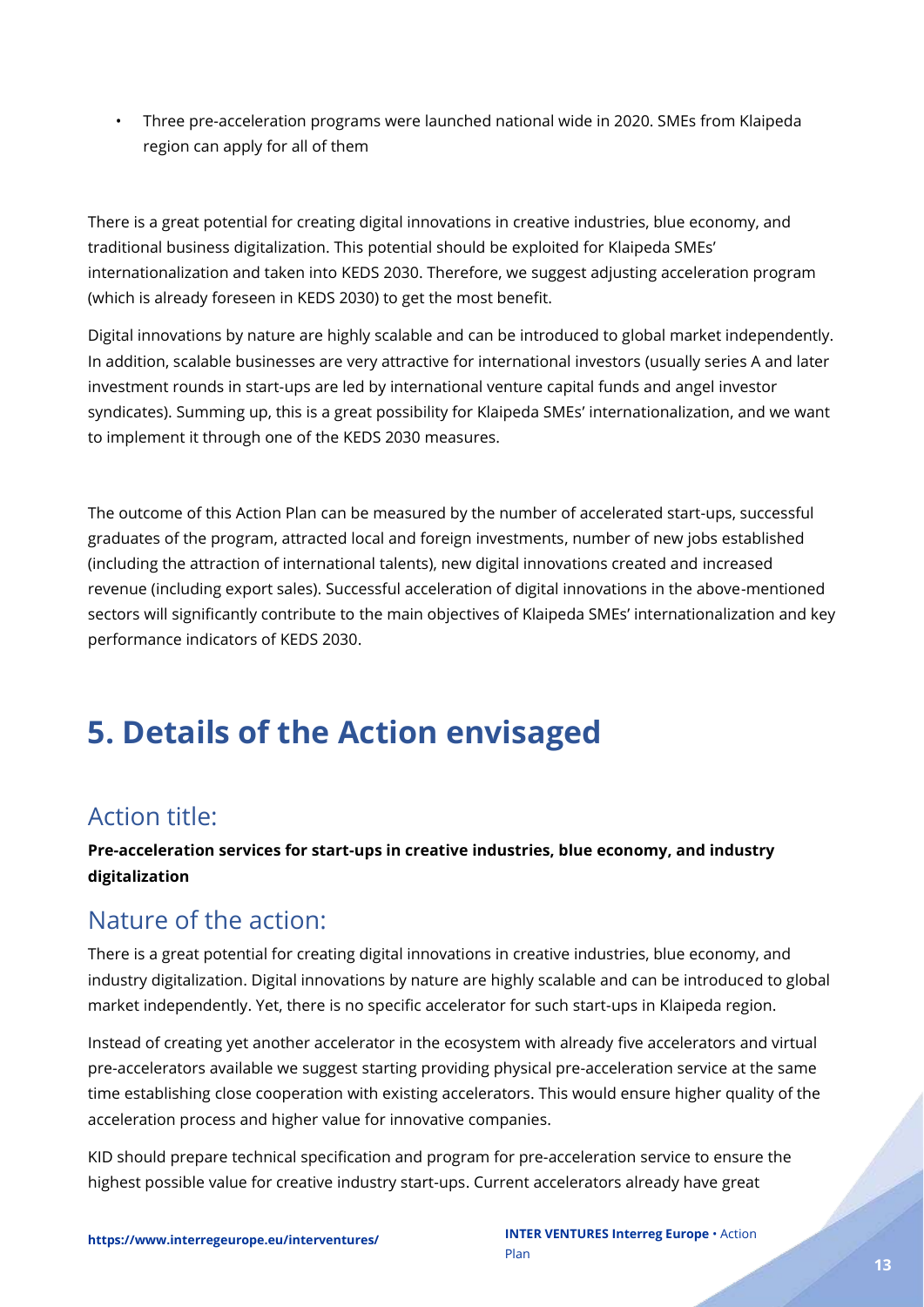- Three pre-acceleration programs were launched national wide in 2020. SMEs from Klaipeda region can apply for all of them

There is a great potential for creating digital innovations in creative industries, blue economy, and traditional business digitalization. This potential should be exploited for Klaipeda SMEs' internationalization and taken into KEDS 2030. Therefore, we suggest adjusting acceleration program (which is already foreseen in KEDS 2030) to get the most benefit.

Digital innovations by nature are highly scalable and can be introduced to global market independently. In addition, scalable businesses are very attractive for international investors (usually series A and later investment rounds in start-ups are led by international venture capital funds and angel investor syndicates). Summing up, this is a great possibility for Klaipeda SMEs' internationalization, and we want to implement it through one of the KEDS 2030 measures.

The outcome of this Action Plan can be measured by the number of accelerated start-ups, successful graduates of the program, attracted local and foreign investments, number of new jobs established (including the attraction of international talents), new digital innovations created and increased revenue (including export sales). Successful acceleration of digital innovations in the above-mentioned sectors will significantly contribute to the main objectives of Klaipeda SMEs' internationalization and key performance indicators of KEDS 2030.

# 5. Details of the Action envisaged

## Action title:

**Pre-acceleration services for start-ups in creative industries, blue economy, and industry digitalization**

## Nature of the action:

There is a great potential for creating digital innovations in creative industries, blue economy, and industry digitalization. Digital innovations by nature are highly scalable and can be introduced to global market independently. Yet, there is no specific accelerator for such start-ups in Klaipeda region.

Instead of creating yet another accelerator in the ecosystem with already five accelerators and virtual pre-accelerators available we suggest starting providing physical pre-acceleration service at the same time establishing close cooperation with existing accelerators. This would ensure higher quality of the acceleration process and higher value for innovative companies.

KID should prepare technical specification and program for pre-acceleration service to ensure the highest possible value for creative industry start-ups. Current accelerators already have great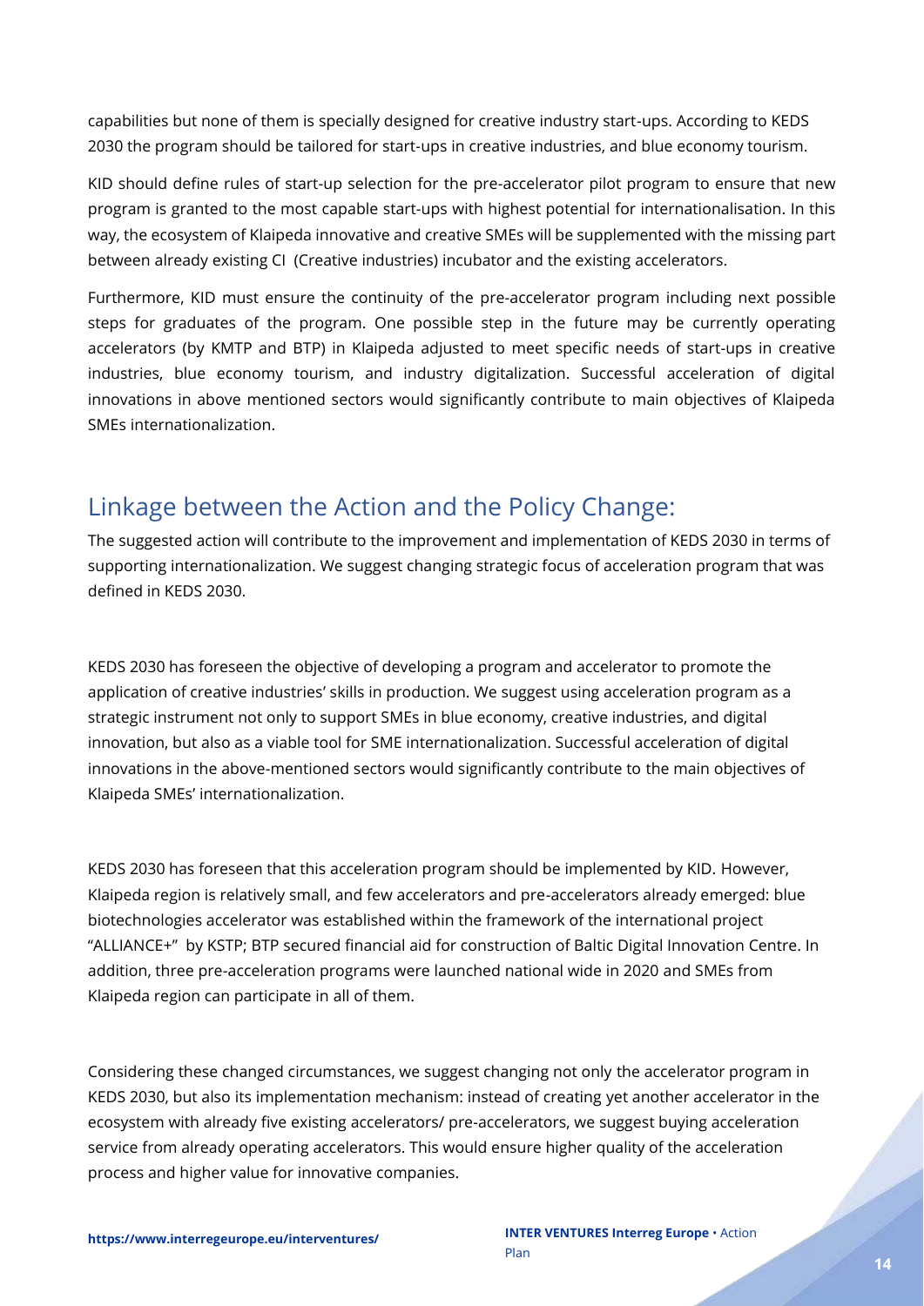capabilities but none of them is specially designed for creative industry start-ups. According to KEDS 2030 the program should be tailored for start-ups in creative industries, and blue economy tourism.

KID should define rules of start-up selection for the pre-accelerator pilot program to ensure that new program is granted to the most capable start-ups with highest potential for internationalisation. In this way, the ecosystem of Klaipeda innovative and creative SMEs will be supplemented with the missing part between already existing CI (Creative industries) incubator and the existing accelerators.

Furthermore, KID must ensure the continuity of the pre-accelerator program including next possible steps for graduates of the program. One possible step in the future may be currently operating accelerators (by KMTP and BTP) in Klaipeda adjusted to meet specific needs of start-ups in creative industries, blue economy tourism, and industry digitalization. Successful acceleration of digital innovations in above mentioned sectors would significantly contribute to main objectives of Klaipeda SMEs internationalization.

## Linkage between the Action and the Policy Change:

The suggested action will contribute to the improvement and implementation of KEDS 2030 in terms of supporting internationalization. We suggest changing strategic focus of acceleration program that was defined in KEDS 2030.

KEDS 2030 has foreseen the objective of developing a program and accelerator to promote the application of creative industries' skills in production. We suggest using acceleration program as a strategic instrument not only to support SMEs in blue economy, creative industries, and digital innovation, but also as a viable tool for SME internationalization. Successful acceleration of digital innovations in the above-mentioned sectors would significantly contribute to the main objectives of Klaipeda SMEs' internationalization.

KEDS 2030 has foreseen that this acceleration program should be implemented by KID. However, Klaipeda region is relatively small, and few accelerators and pre-accelerators already emerged: blue biotechnologies accelerator was established within the framework of the international project "ALLIANCE+" by KSTP; BTP secured financial aid for construction of Baltic Digital Innovation Centre. In addition, three pre-acceleration programs were launched national wide in 2020 and SMEs from Klaipeda region can participate in all of them.

Considering these changed circumstances, we suggest changing not only the accelerator program in KEDS 2030, but also its implementation mechanism: instead of creating yet another accelerator in the ecosystem with already five existing accelerators/ pre-accelerators, we suggest buying acceleration service from already operating accelerators. This would ensure higher quality of the acceleration process and higher value for innovative companies.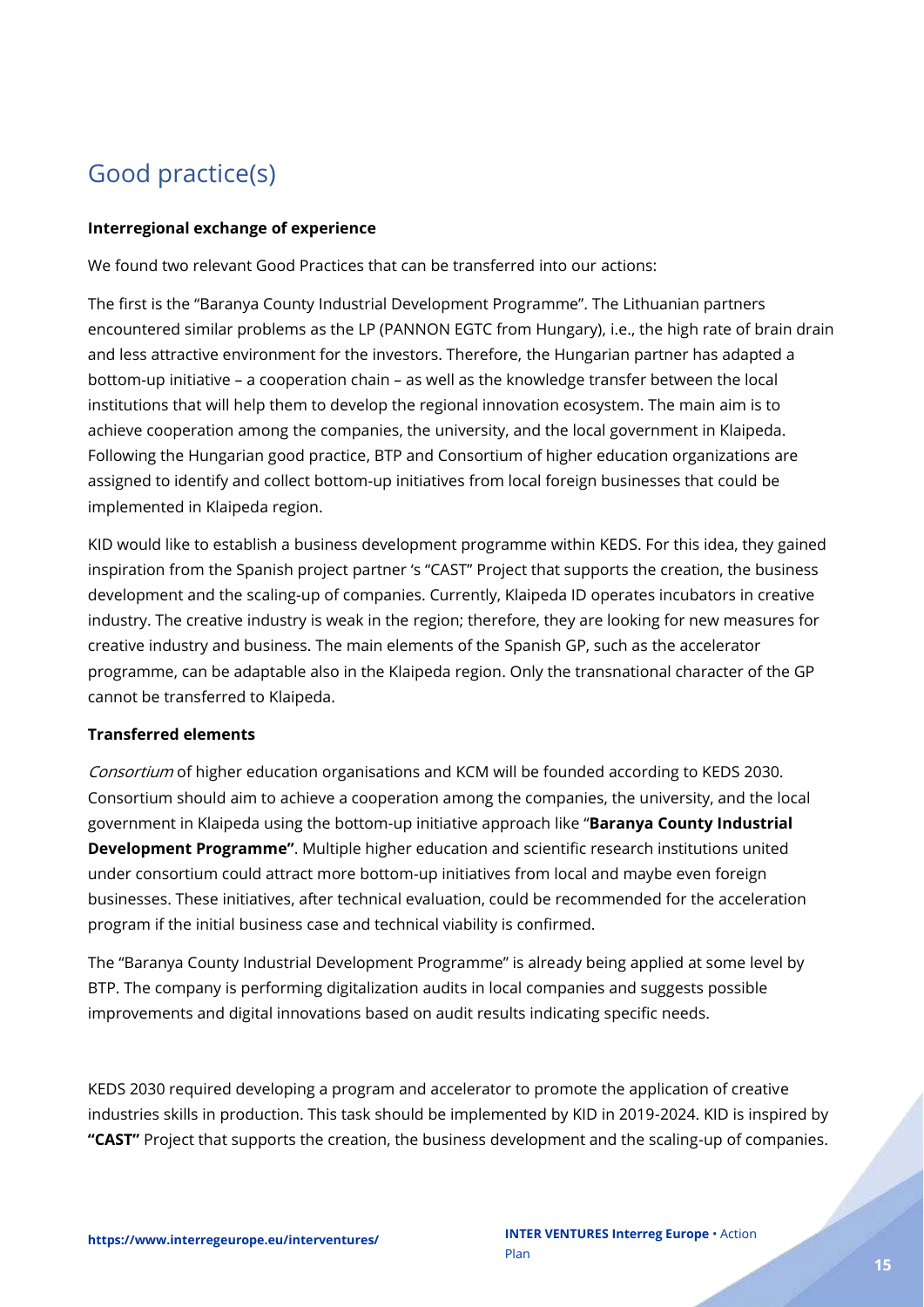## Good practice(s)

**Interregional exchange of experience**

We found two relevant Good Practices that can be transferred into our actions:

The first is the "Baranya County Industrial Development Programme". The Lithuanian partners encountered similar problems as the LP (PANNON EGTC from Hungary), i.e., the high rate of brain drain and less attractive environment for the investors. Therefore, the Hungarian partner has adapted a bottom-up initiative – a cooperation chain – as well as the knowledge transfer between the local institutions that will help them to develop the regional innovation ecosystem. The main aim is to achieve cooperation among the companies, the university, and the local government in Klaipeda. Following the Hungarian good practice, BTP and Consortium of higher education organizations are assigned to identify and collect bottom-up initiatives from local foreign businesses that could be implemented in Klaipeda region.

KID would like to establish a business development programme within KEDS. For this idea, they gained inspiration from the Spanish project partner 's "CAST" Project that supports the creation, the business development and the scaling-up of companies. Currently, Klaipeda ID operates incubators in creative industry. The creative industry is weak in the region; therefore, they are looking for new measures for creative industry and business. The main elements of the Spanish GP, such as the accelerator programme, can be adaptable also in the Klaipeda region. Only the transnational character of the GP cannot be transferred to Klaipeda.

**Transferred elements**

*Consortium* of higher education organisations and KCM will be founded according to KEDS 2030. Consortium should aim to achieve a cooperation among the companies, the university, and the local government in Klaipeda using the bottom-up initiative approach like "**Baranya County Industrial Development Programme"**. Multiple higher education and scientific research institutions united under consortium could attract more bottom-up initiatives from local and maybe even foreign businesses. These initiatives, after technical evaluation, could be recommended for the acceleration program if the initial business case and technical viability is confirmed.

The "Baranya County Industrial Development Programme" is already being applied at some level by BTP. The company is performing digitalization audits in local companies and suggests possible improvements and digital innovations based on audit results indicating specific needs.

KEDS 2030 required developing a program and accelerator to promote the application of creative industries skills in production. This task should be implemented by KID in 2019-2024. KID is inspired by **"CAST"** Project that supports the creation, the business development and the scaling-up of companies.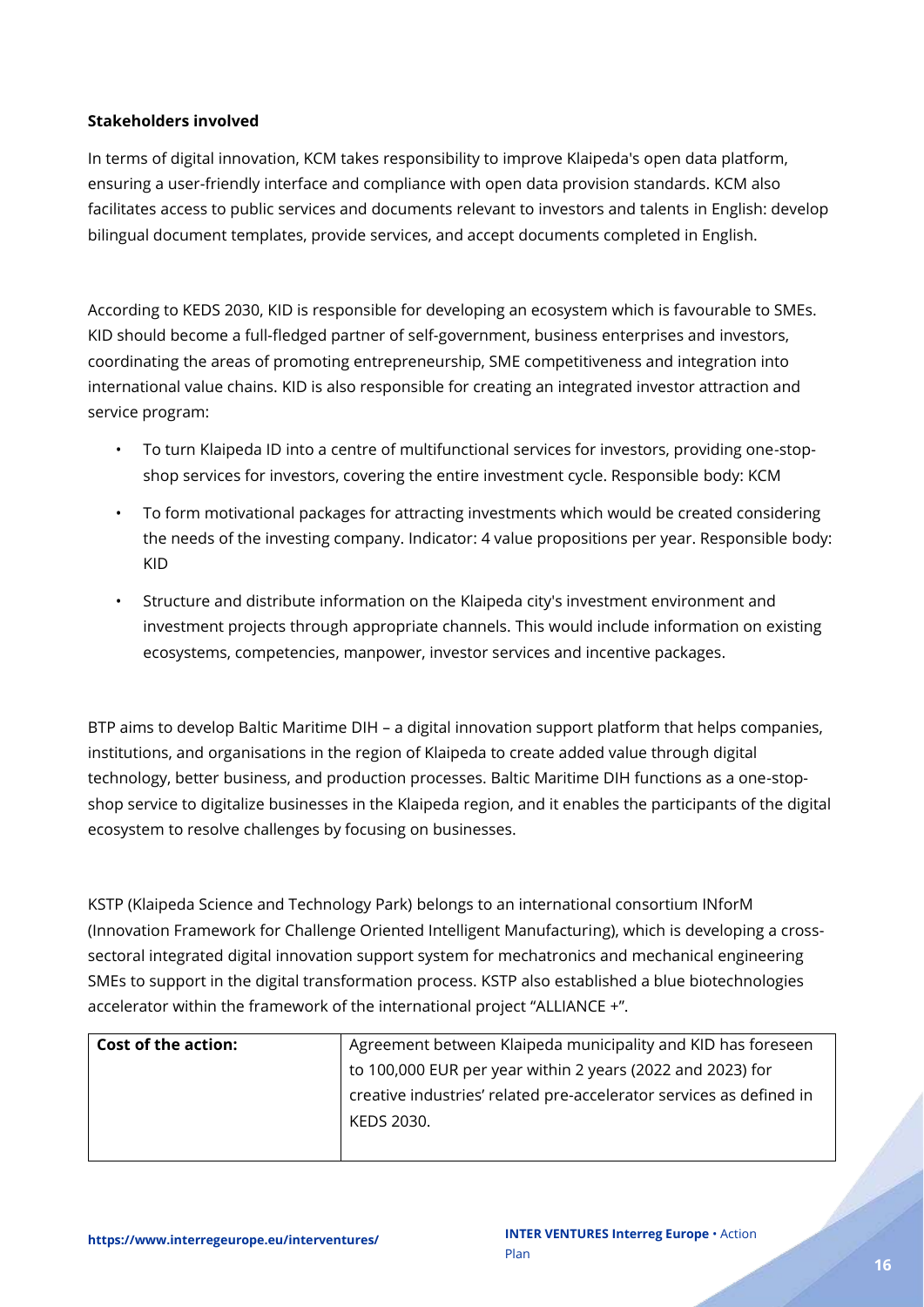**Stakeholders involved**

In terms of digital innovation, KCM takes responsibility to improve Klaipeda's open data platform, ensuring a user-friendly interface and compliance with open data provision standards. KCM also facilitates access to public services and documents relevant to investors and talents in English: develop bilingual document templates, provide services, and accept documents completed in English.

According to KEDS 2030, KID is responsible for developing an ecosystem which is favourable to SMEs. KID should become a full-fledged partner of self-government, business enterprises and investors, coordinating the areas of promoting entrepreneurship, SME competitiveness and integration into international value chains. KID is also responsible for creating an integrated investor attraction and service program:

- To turn Klaipeda ID into a centre of multifunctional services for investors, providing one-stop-shop services for investors, covering the entire investment cycle. Responsible body: KCM
- To form motivational packages for attracting investments which would be created considering the needs of the investing company. Indicator: 4 value propositions per year. Responsible body: KID
- Structure and distribute information on the Klaipeda city's investment environment and investment projects through appropriate channels. This would include information on existing ecosystems, competencies, manpower, investor services and incentive packages.

BTP aims to develop Baltic Maritime DIH – a digital innovation support platform that helps companies, institutions, and organisations in the region of Klaipeda to create added value through digital technology, better business, and production processes. Baltic Maritime DIH functions as a one-stop-shop service to digitalize businesses in the Klaipeda region, and it enables the participants of the digital ecosystem to resolve challenges by focusing on businesses.

KSTP (Klaipeda Science and Technology Park) belongs to an international consortium INforM (Innovation Framework for Challenge Oriented Intelligent Manufacturing), which is developing a cross-sectoral integrated digital innovation support system for mechatronics and mechanical engineering SMEs to support in the digital transformation process. KSTP also established a blue biotechnologies accelerator within the framework of the international project "ALLIANCE +".

| **Cost of the action:** | Agreement between Klaipeda municipality and KID has foreseen to 100,000 EUR per year within 2 years (2022 and 2023) for creative industries' related pre-accelerator services as defined in KEDS 2030. |
|---|---|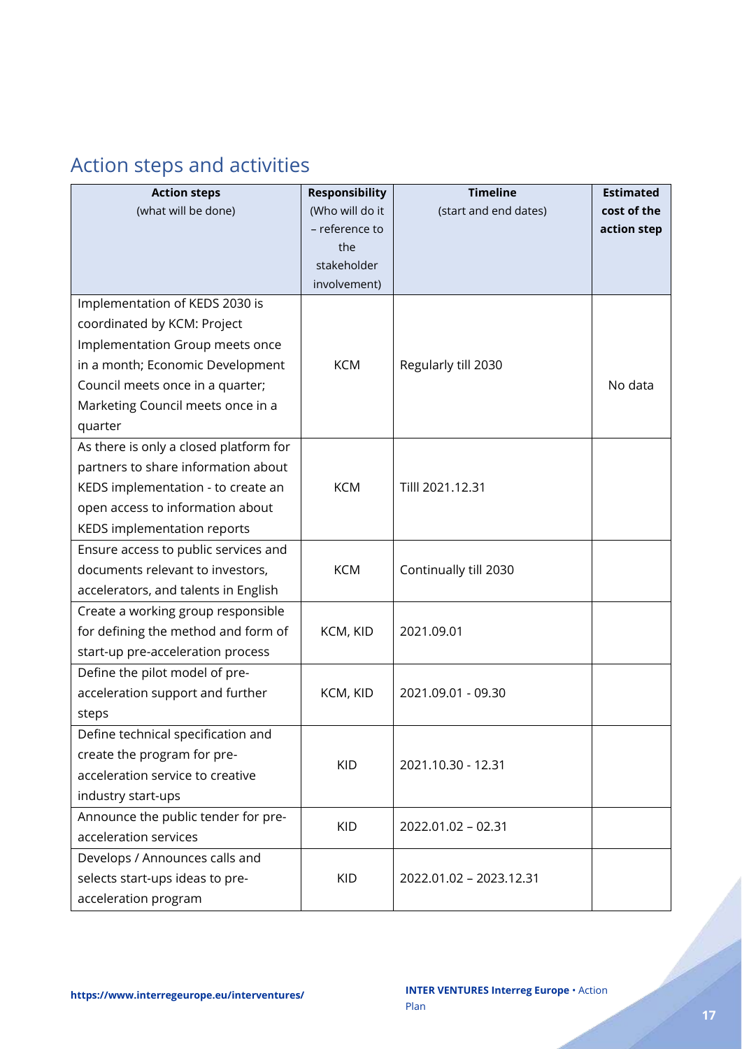## Action steps and activities

| **Action steps** (what will be done) | **Responsibility** (Who will do it – reference to the stakeholder involvement) | **Timeline** (start and end dates) | **Estimated cost of the action step** |
|---|---|---|---|
| Implementation of KEDS 2030 is coordinated by KCM: Project Implementation Group meets once in a month; Economic Development Council meets once in a quarter; Marketing Council meets once in a quarter | KCM | Regularly till 2030 | No data |
| As there is only a closed platform for partners to share information about KEDS implementation - to create an open access to information about KEDS implementation reports | KCM | Tilll 2021.12.31 | |
| Ensure access to public services and documents relevant to investors, accelerators, and talents in English | KCM | Continually till 2030 | |
| Create a working group responsible for defining the method and form of start-up pre-acceleration process | KCM, KID | 2021.09.01 | |
| Define the pilot model of pre-acceleration support and further steps | KCM, KID | 2021.09.01 - 09.30 | |
| Define technical specification and create the program for pre-acceleration service to creative industry start-ups | KID | 2021.10.30 - 12.31 | |
| Announce the public tender for pre-acceleration services | KID | 2022.01.02 – 02.31 | |
| Develops / Announces calls and selects start-ups ideas to pre-acceleration program | KID | 2022.01.02 – 2023.12.31 | |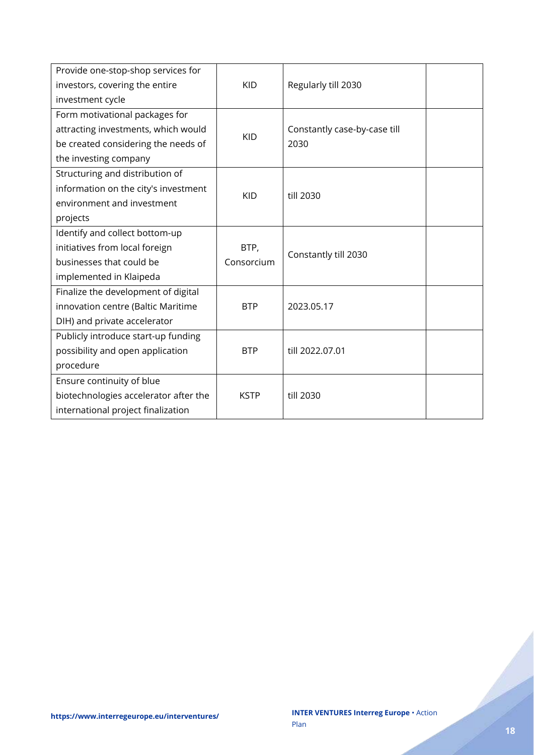| | | | |
|---|---|---|---|
| Provide one-stop-shop services for investors, covering the entire investment cycle | KID | Regularly till 2030 | |
| Form motivational packages for attracting investments, which would be created considering the needs of the investing company | KID | Constantly case-by-case till 2030 | |
| Structuring and distribution of information on the city's investment environment and investment projects | KID | till 2030 | |
| Identify and collect bottom-up initiatives from local foreign businesses that could be implemented in Klaipeda | BTP, Consorcium | Constantly till 2030 | |
| Finalize the development of digital innovation centre (Baltic Maritime DIH) and private accelerator | BTP | 2023.05.17 | |
| Publicly introduce start-up funding possibility and open application procedure | BTP | till 2022.07.01 | |
| Ensure continuity of blue biotechnologies accelerator after the international project finalization | KSTP | till 2030 | |